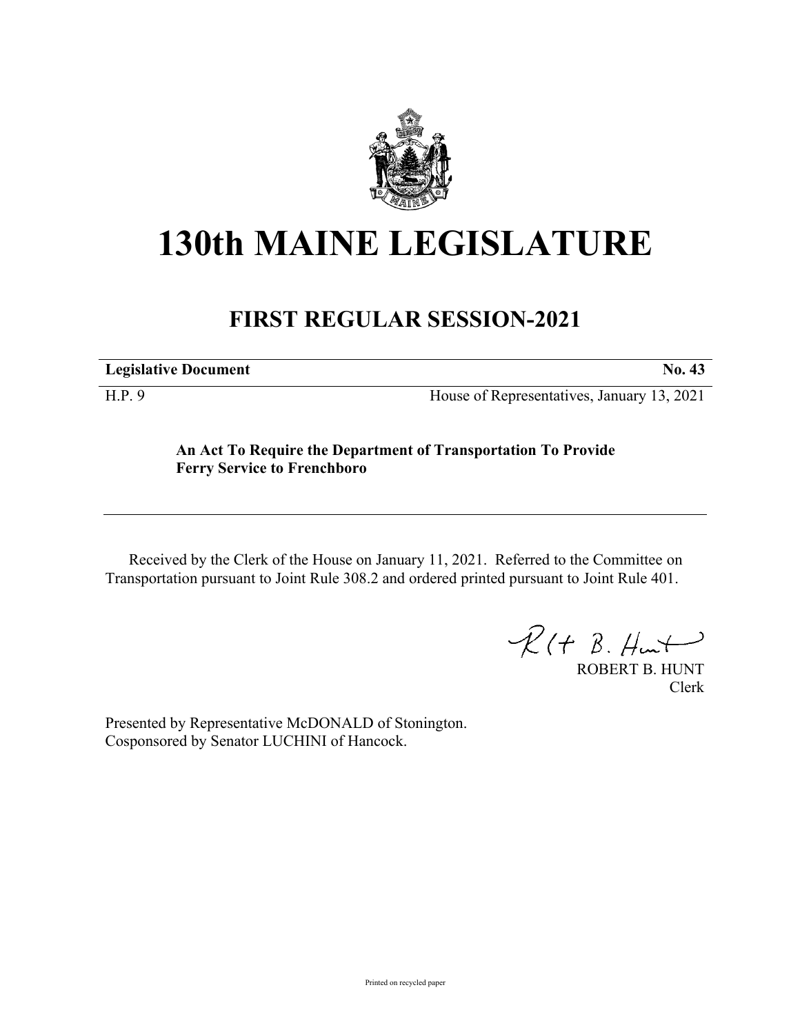# 130th MAINE LEGISLATURE

## FIRST REGULAR SESSION-2021

| **Legislative Document** | **No. 43** |
| --- | --- |
| H.P. 9 | House of Representatives, January 13, 2021 |

**An Act To Require the Department of Transportation To Provide Ferry Service to Frenchboro**

Received by the Clerk of the House on January 11, 2021. Referred to the Committee on Transportation pursuant to Joint Rule 308.2 and ordered printed pursuant to Joint Rule 401.

ROBERT B. HUNT
Clerk

Presented by Representative McDONALD of Stonington.
Cosponsored by Senator LUCHINI of Hancock.

Printed on recycled paper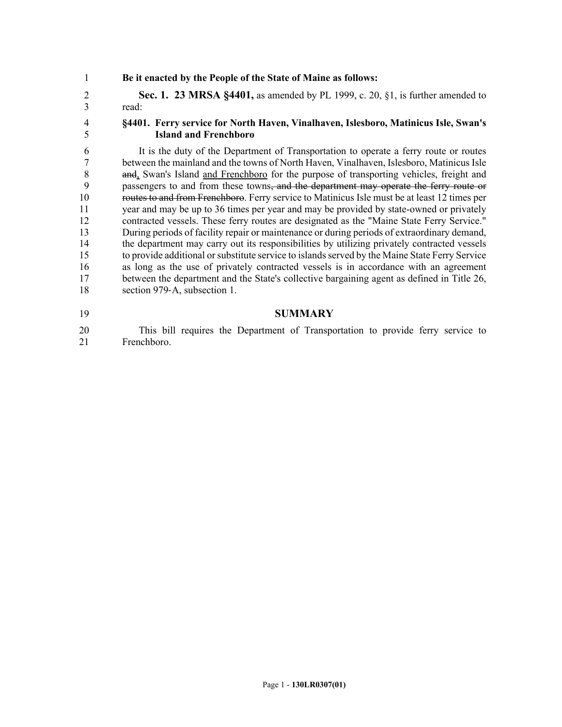**Be it enacted by the People of the State of Maine as follows:**

**Sec. 1. 23 MRSA §4401,** as amended by PL 1999, c. 20, §1, is further amended to read:

**§4401. Ferry service for North Haven, Vinalhaven, Islesboro, Matinicus Isle, Swan's Island and Frenchboro**

It is the duty of the Department of Transportation to operate a ferry route or routes between the mainland and the towns of North Haven, Vinalhaven, Islesboro, Matinicus Isle ~~and~~, Swan's Island <u>and Frenchboro</u> for the purpose of transporting vehicles, freight and passengers to and from these towns~~, and the department may operate the ferry route or routes to and from Frenchboro~~. Ferry service to Matinicus Isle must be at least 12 times per year and may be up to 36 times per year and may be provided by state-owned or privately contracted vessels. These ferry routes are designated as the "Maine State Ferry Service." During periods of facility repair or maintenance or during periods of extraordinary demand, the department may carry out its responsibilities by utilizing privately contracted vessels to provide additional or substitute service to islands served by the Maine State Ferry Service as long as the use of privately contracted vessels is in accordance with an agreement between the department and the State's collective bargaining agent as defined in Title 26, section 979-A, subsection 1.

## SUMMARY

This bill requires the Department of Transportation to provide ferry service to Frenchboro.